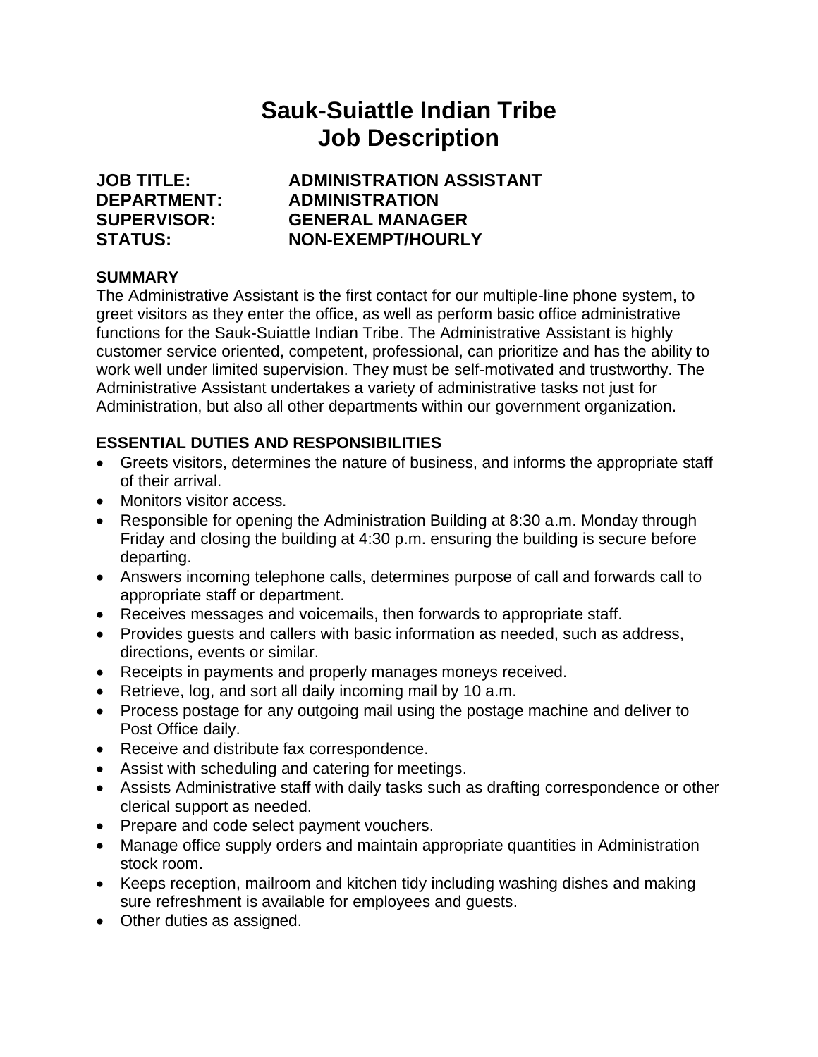# Sauk-Suiattle Indian Tribe
# Job Description

**JOB TITLE:** **ADMINISTRATION ASSISTANT**
**DEPARTMENT:** **ADMINISTRATION**
**SUPERVISOR:** **GENERAL MANAGER**
**STATUS:** **NON-EXEMPT/HOURLY**

## SUMMARY

The Administrative Assistant is the first contact for our multiple-line phone system, to greet visitors as they enter the office, as well as perform basic office administrative functions for the Sauk-Suiattle Indian Tribe. The Administrative Assistant is highly customer service oriented, competent, professional, can prioritize and has the ability to work well under limited supervision. They must be self-motivated and trustworthy. The Administrative Assistant undertakes a variety of administrative tasks not just for Administration, but also all other departments within our government organization.

## ESSENTIAL DUTIES AND RESPONSIBILITIES

- Greets visitors, determines the nature of business, and informs the appropriate staff of their arrival.
- Monitors visitor access.
- Responsible for opening the Administration Building at 8:30 a.m. Monday through Friday and closing the building at 4:30 p.m. ensuring the building is secure before departing.
- Answers incoming telephone calls, determines purpose of call and forwards call to appropriate staff or department.
- Receives messages and voicemails, then forwards to appropriate staff.
- Provides guests and callers with basic information as needed, such as address, directions, events or similar.
- Receipts in payments and properly manages moneys received.
- Retrieve, log, and sort all daily incoming mail by 10 a.m.
- Process postage for any outgoing mail using the postage machine and deliver to Post Office daily.
- Receive and distribute fax correspondence.
- Assist with scheduling and catering for meetings.
- Assists Administrative staff with daily tasks such as drafting correspondence or other clerical support as needed.
- Prepare and code select payment vouchers.
- Manage office supply orders and maintain appropriate quantities in Administration stock room.
- Keeps reception, mailroom and kitchen tidy including washing dishes and making sure refreshment is available for employees and guests.
- Other duties as assigned.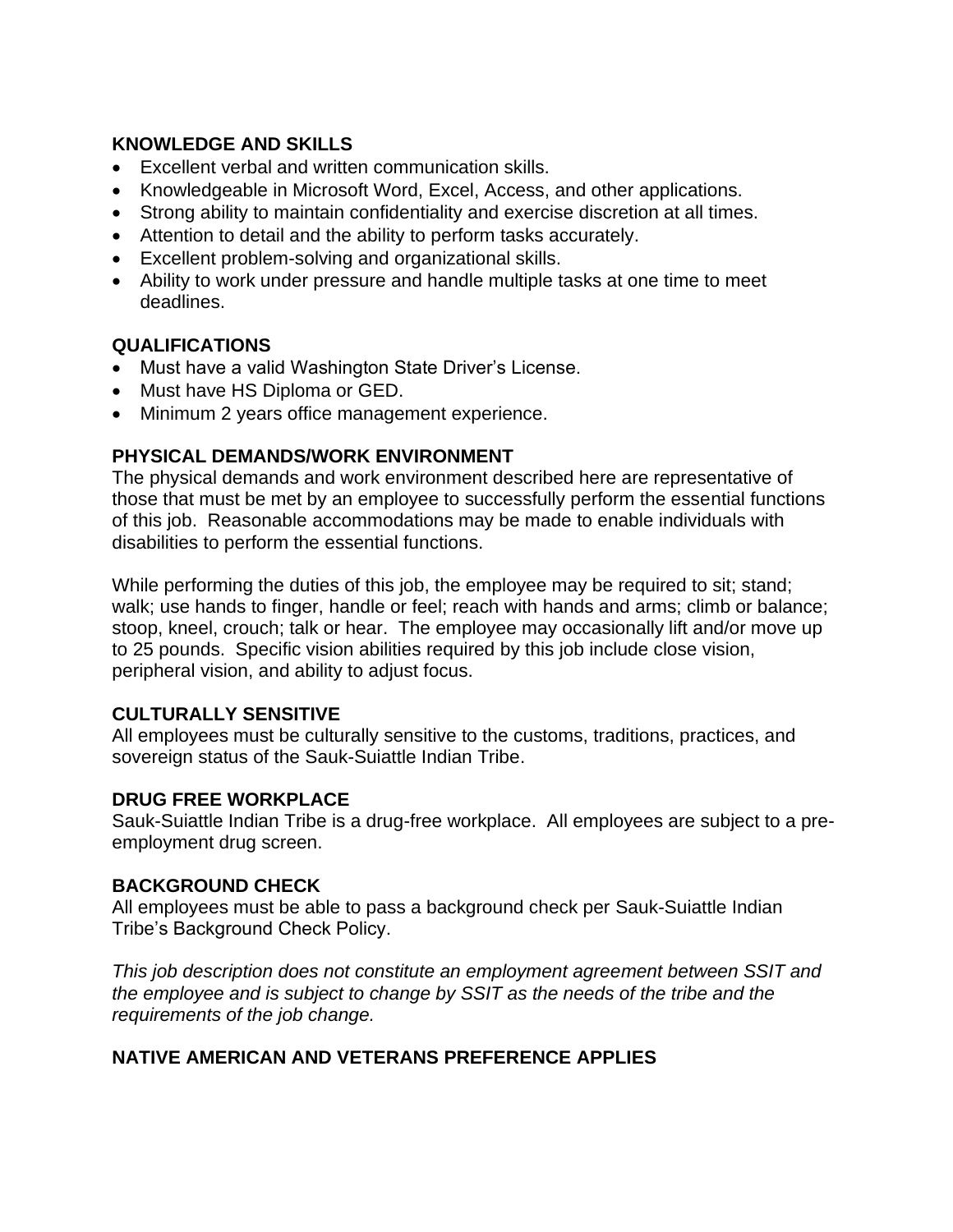## KNOWLEDGE AND SKILLS

- Excellent verbal and written communication skills.
- Knowledgeable in Microsoft Word, Excel, Access, and other applications.
- Strong ability to maintain confidentiality and exercise discretion at all times.
- Attention to detail and the ability to perform tasks accurately.
- Excellent problem-solving and organizational skills.
- Ability to work under pressure and handle multiple tasks at one time to meet deadlines.

## QUALIFICATIONS

- Must have a valid Washington State Driver's License.
- Must have HS Diploma or GED.
- Minimum 2 years office management experience.

## PHYSICAL DEMANDS/WORK ENVIRONMENT

The physical demands and work environment described here are representative of those that must be met by an employee to successfully perform the essential functions of this job. Reasonable accommodations may be made to enable individuals with disabilities to perform the essential functions.

While performing the duties of this job, the employee may be required to sit; stand; walk; use hands to finger, handle or feel; reach with hands and arms; climb or balance; stoop, kneel, crouch; talk or hear. The employee may occasionally lift and/or move up to 25 pounds. Specific vision abilities required by this job include close vision, peripheral vision, and ability to adjust focus.

## CULTURALLY SENSITIVE

All employees must be culturally sensitive to the customs, traditions, practices, and sovereign status of the Sauk-Suiattle Indian Tribe.

## DRUG FREE WORKPLACE

Sauk-Suiattle Indian Tribe is a drug-free workplace. All employees are subject to a pre-employment drug screen.

## BACKGROUND CHECK

All employees must be able to pass a background check per Sauk-Suiattle Indian Tribe's Background Check Policy.

*This job description does not constitute an employment agreement between SSIT and the employee and is subject to change by SSIT as the needs of the tribe and the requirements of the job change.*

## NATIVE AMERICAN AND VETERANS PREFERENCE APPLIES